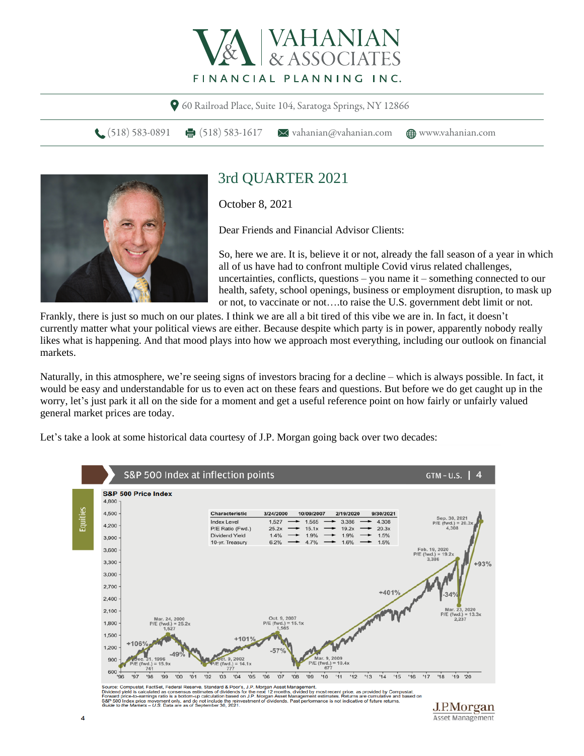# VAHANIAN & ASSOCIATES FINANCIAL PLANNING INC.

60 Railroad Place, Suite 104, Saratoga Springs, NY 12866

(518) 583-0891 | (518) 583-1617 | vahanian@vahanian.com | www.vahanian.com

## 3rd QUARTER 2021

October 8, 2021

Dear Friends and Financial Advisor Clients:

So, here we are. It is, believe it or not, already the fall season of a year in which all of us have had to confront multiple Covid virus related challenges, uncertainties, conflicts, questions – you name it – something connected to our health, safety, school openings, business or employment disruption, to mask up or not, to vaccinate or not….to raise the U.S. government debt limit or not. Frankly, there is just so much on our plates. I think we are all a bit tired of this vibe we are in. In fact, it doesn't currently matter what your political views are either. Because despite which party is in power, apparently nobody really likes what is happening. And that mood plays into how we approach most everything, including our outlook on financial markets.

Naturally, in this atmosphere, we're seeing signs of investors bracing for a decline – which is always possible. In fact, it would be easy and understandable for us to even act on these fears and questions. But before we do get caught up in the worry, let's just park it all on the side for a moment and get a useful reference point on how fairly or unfairly valued general market prices are today.

Let's take a look at some historical data courtesy of J.P. Morgan going back over two decades:

**S&P 500 Index at inflection points** — GTM – U.S. | 4

**S&P 500 Price Index**

| Characteristic | 3/24/2000 | | 10/09/2007 | | 2/19/2020 | | 9/30/2021 |
|---|---|---|---|---|---|---|---|
| Index Level | 1,527 | → | 1,565 | → | 3,386 | → | 4,308 |
| P/E Ratio (Fwd.) | 25.2x | → | 15.1x | → | 19.2x | → | 20.3x |
| Dividend Yield | 1.4% | → | 1.9% | → | 1.9% | → | 1.5% |
| 10-yr. Treasury | 6.2% | → | 4.7% | → | 1.6% | → | 1.5% |

Chart labels: Dec. 31, 1996 P/E (fwd.) = 15.9x, 741; +106%; Mar. 24, 2000 P/E (fwd.) = 25.2x, 1,527; -49%; Oct. 9, 2002 P/E (fwd.) = 14.1x, 777; +101%; Oct. 9, 2007 P/E (fwd.) = 15.1x, 1,565; -57%; Mar. 9, 2009 P/E (fwd.) = 10.4x, 677; +401%; Feb. 19, 2020 P/E (fwd.) = 19.2x, 3,386; -34%; Mar. 23, 2020 P/E (fwd.) = 13.3x, 2,237; +93%; Sep. 30, 2021 P/E (fwd.) = 20.3x, 4,308.

Source: Compustat, FactSet, Federal Reserve, Standard & Poor's, J.P. Morgan Asset Management.
Dividend yield is calculated as consensus estimates of dividends for the next 12 months, divided by most recent price, as provided by Compustat. Forward price-to-earnings ratio is a bottom-up calculation based on J.P. Morgan Asset Management estimates. Returns are cumulative and based on S&P 500 Index price movement only, and do not include the reinvestment of dividends. Past performance is not indicative of future returns.
*Guide to the Markets – U.S.* Data are as of September 30, 2021.

J.P.Morgan Asset Management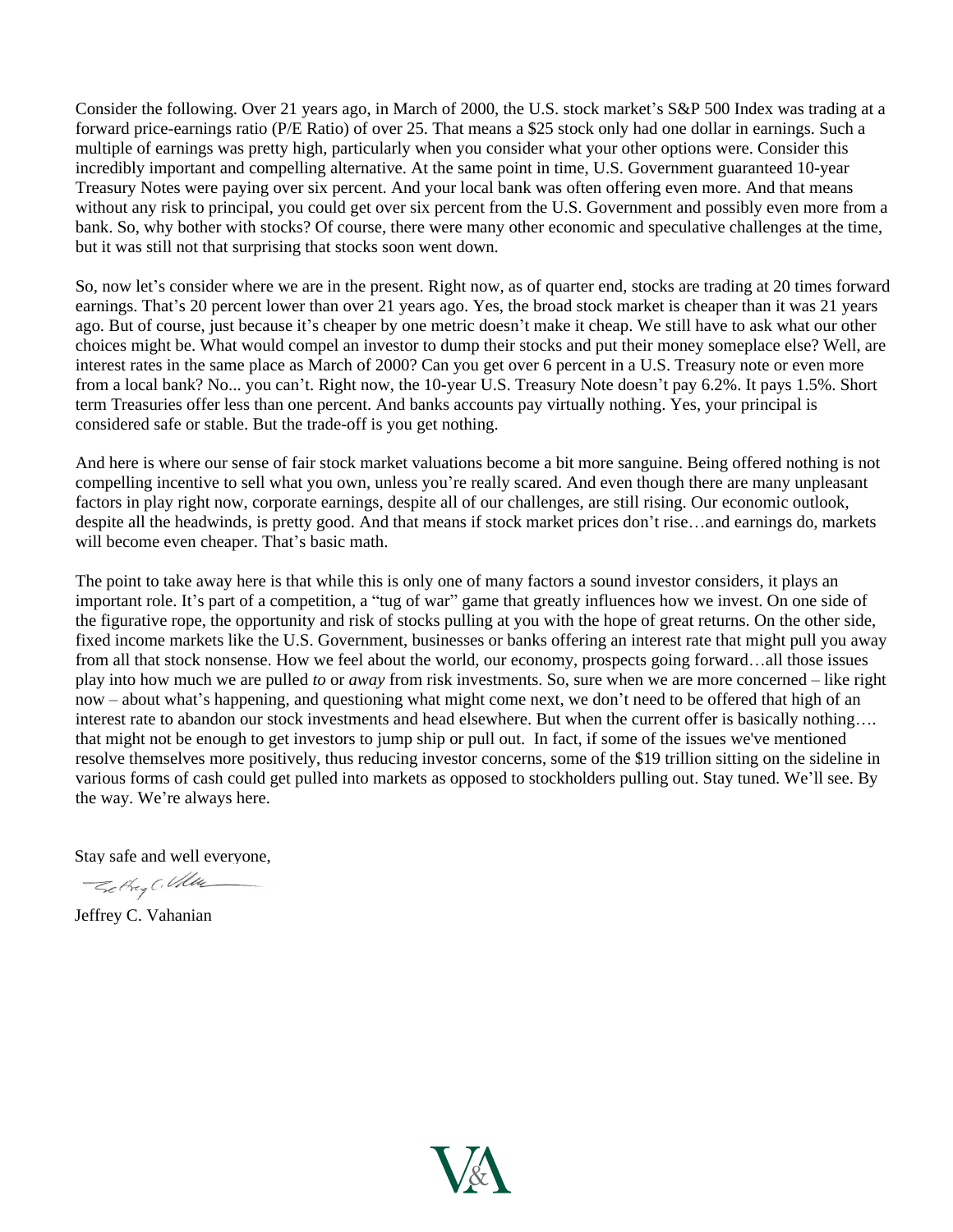Consider the following. Over 21 years ago, in March of 2000, the U.S. stock market's S&P 500 Index was trading at a forward price-earnings ratio (P/E Ratio) of over 25. That means a $25 stock only had one dollar in earnings. Such a multiple of earnings was pretty high, particularly when you consider what your other options were. Consider this incredibly important and compelling alternative. At the same point in time, U.S. Government guaranteed 10-year Treasury Notes were paying over six percent. And your local bank was often offering even more. And that means without any risk to principal, you could get over six percent from the U.S. Government and possibly even more from a bank. So, why bother with stocks? Of course, there were many other economic and speculative challenges at the time, but it was still not that surprising that stocks soon went down.

So, now let's consider where we are in the present. Right now, as of quarter end, stocks are trading at 20 times forward earnings. That's 20 percent lower than over 21 years ago. Yes, the broad stock market is cheaper than it was 21 years ago. But of course, just because it's cheaper by one metric doesn't make it cheap. We still have to ask what our other choices might be. What would compel an investor to dump their stocks and put their money someplace else? Well, are interest rates in the same place as March of 2000? Can you get over 6 percent in a U.S. Treasury note or even more from a local bank? No... you can't. Right now, the 10-year U.S. Treasury Note doesn't pay 6.2%. It pays 1.5%. Short term Treasuries offer less than one percent. And banks accounts pay virtually nothing. Yes, your principal is considered safe or stable. But the trade-off is you get nothing.

And here is where our sense of fair stock market valuations become a bit more sanguine. Being offered nothing is not compelling incentive to sell what you own, unless you're really scared. And even though there are many unpleasant factors in play right now, corporate earnings, despite all of our challenges, are still rising. Our economic outlook, despite all the headwinds, is pretty good. And that means if stock market prices don't rise…and earnings do, markets will become even cheaper. That's basic math.

The point to take away here is that while this is only one of many factors a sound investor considers, it plays an important role. It's part of a competition, a "tug of war" game that greatly influences how we invest. On one side of the figurative rope, the opportunity and risk of stocks pulling at you with the hope of great returns. On the other side, fixed income markets like the U.S. Government, businesses or banks offering an interest rate that might pull you away from all that stock nonsense. How we feel about the world, our economy, prospects going forward…all those issues play into how much we are pulled *to* or *away* from risk investments. So, sure when we are more concerned – like right now – about what's happening, and questioning what might come next, we don't need to be offered that high of an interest rate to abandon our stock investments and head elsewhere. But when the current offer is basically nothing…. that might not be enough to get investors to jump ship or pull out. In fact, if some of the issues we've mentioned resolve themselves more positively, thus reducing investor concerns, some of the $19 trillion sitting on the sideline in various forms of cash could get pulled into markets as opposed to stockholders pulling out. Stay tuned. We'll see. By the way. We're always here.

Stay safe and well everyone,

Jeffrey C. Vahanian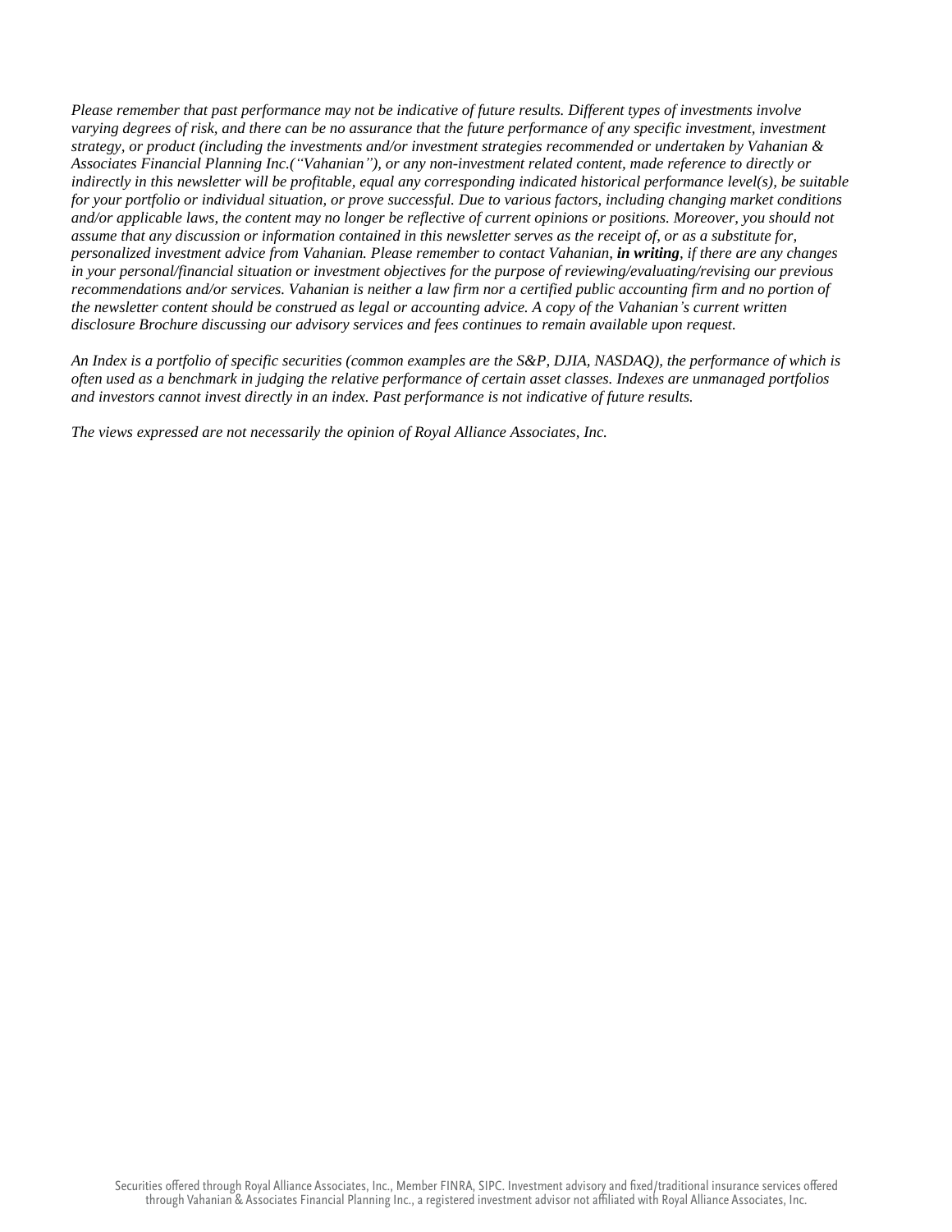*Please remember that past performance may not be indicative of future results. Different types of investments involve varying degrees of risk, and there can be no assurance that the future performance of any specific investment, investment strategy, or product (including the investments and/or investment strategies recommended or undertaken by Vahanian & Associates Financial Planning Inc.("Vahanian"), or any non-investment related content, made reference to directly or indirectly in this newsletter will be profitable, equal any corresponding indicated historical performance level(s), be suitable for your portfolio or individual situation, or prove successful. Due to various factors, including changing market conditions and/or applicable laws, the content may no longer be reflective of current opinions or positions. Moreover, you should not assume that any discussion or information contained in this newsletter serves as the receipt of, or as a substitute for, personalized investment advice from Vahanian. Please remember to contact Vahanian,* ***in writing****, if there are any changes in your personal/financial situation or investment objectives for the purpose of reviewing/evaluating/revising our previous recommendations and/or services. Vahanian is neither a law firm nor a certified public accounting firm and no portion of the newsletter content should be construed as legal or accounting advice. A copy of the Vahanian's current written disclosure Brochure discussing our advisory services and fees continues to remain available upon request.*

*An Index is a portfolio of specific securities (common examples are the S&P, DJIA, NASDAQ), the performance of which is often used as a benchmark in judging the relative performance of certain asset classes. Indexes are unmanaged portfolios and investors cannot invest directly in an index. Past performance is not indicative of future results.*

*The views expressed are not necessarily the opinion of Royal Alliance Associates, Inc.*